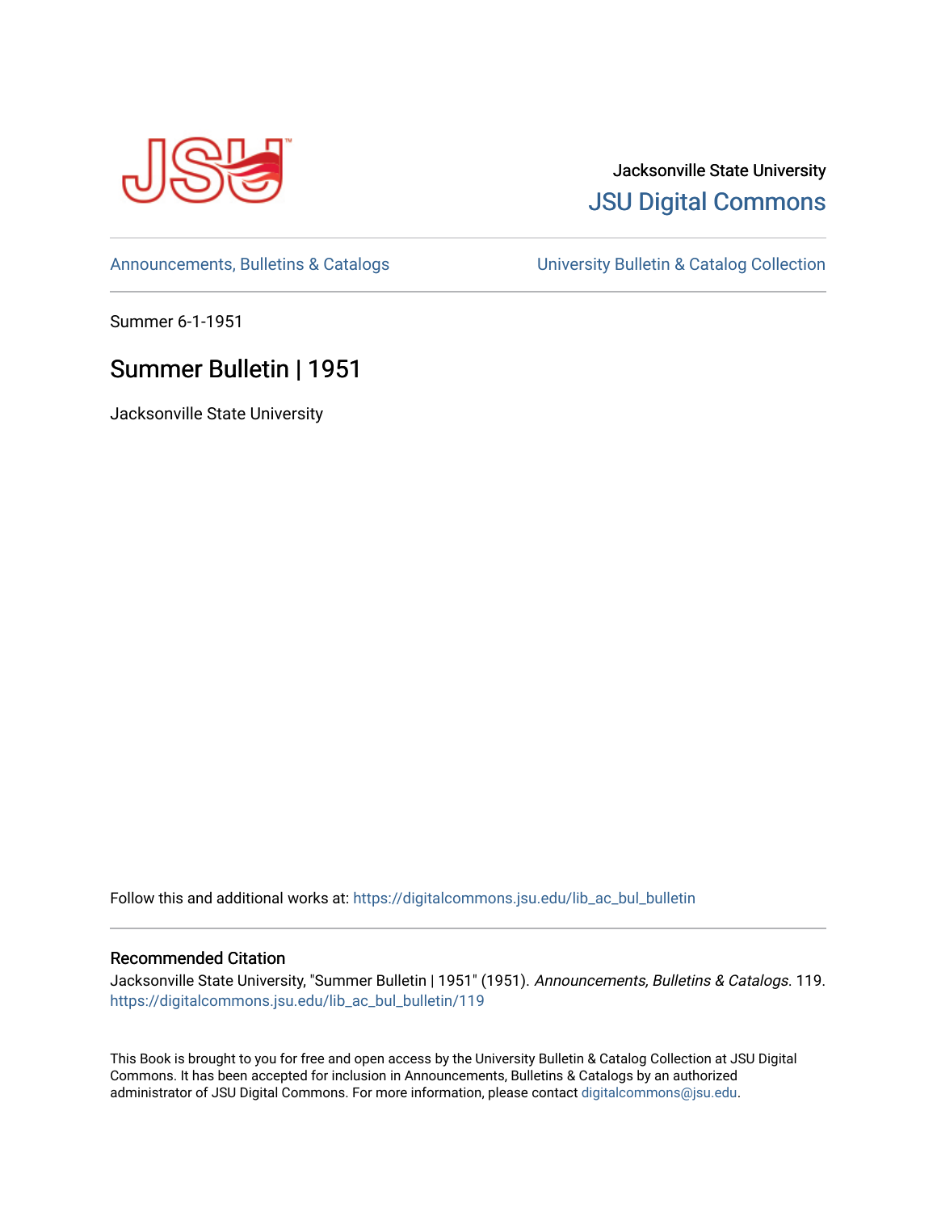Jacksonville State University

JSU Digital Commons

Announcements, Bulletins & Catalogs

University Bulletin & Catalog Collection

Summer 6-1-1951

# Summer Bulletin | 1951

Jacksonville State University

Follow this and additional works at: https://digitalcommons.jsu.edu/lib_ac_bul_bulletin

### Recommended Citation

Jacksonville State University, "Summer Bulletin | 1951" (1951). *Announcements, Bulletins & Catalogs*. 119. https://digitalcommons.jsu.edu/lib_ac_bul_bulletin/119

This Book is brought to you for free and open access by the University Bulletin & Catalog Collection at JSU Digital Commons. It has been accepted for inclusion in Announcements, Bulletins & Catalogs by an authorized administrator of JSU Digital Commons. For more information, please contact digitalcommons@jsu.edu.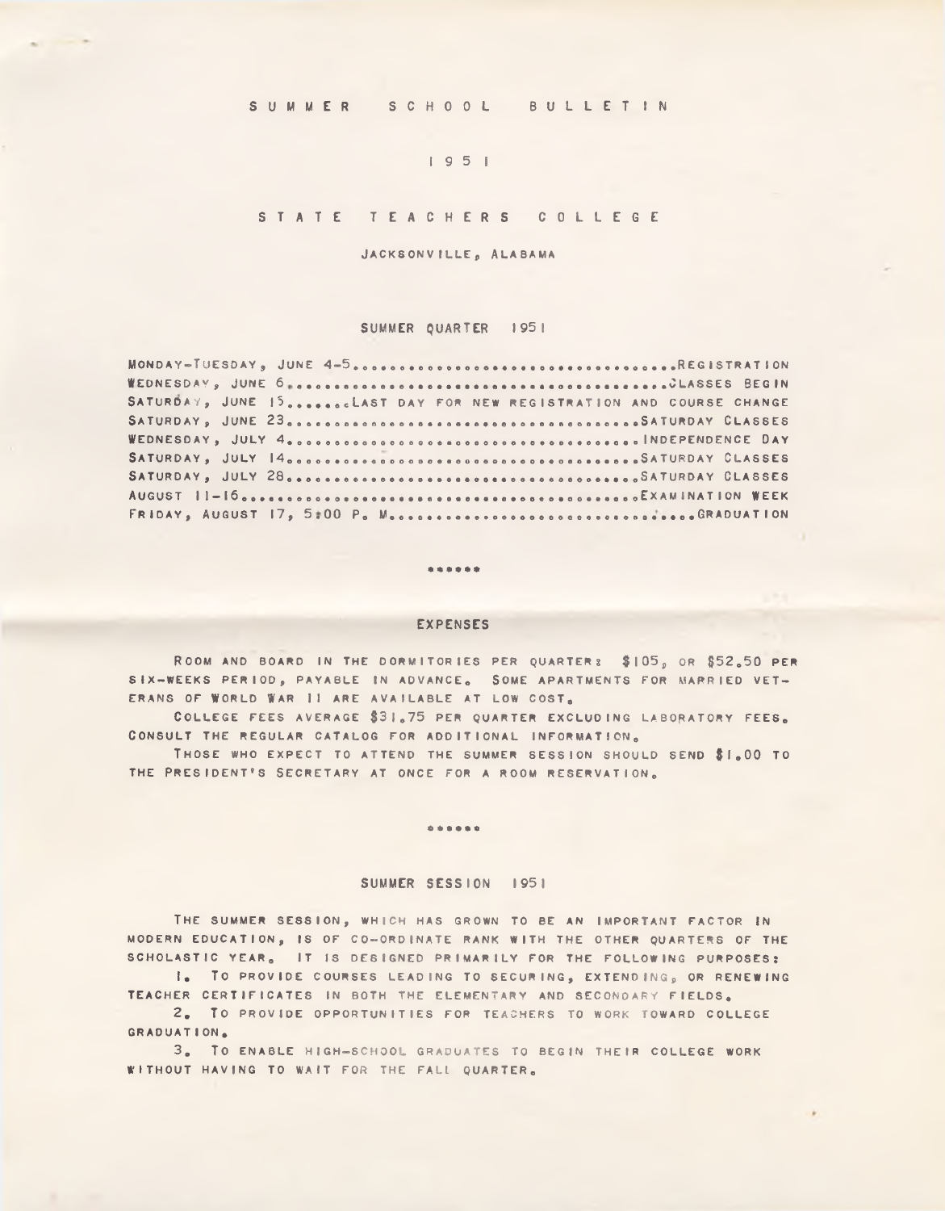# SUMMER SCHOOL BULLETIN

## 1951

## STATE TEACHERS COLLEGE

JACKSONVILLE, ALABAMA

### SUMMER QUARTER 1951

| | |
|---|---|
| MONDAY-TUESDAY, JUNE 4-5 | REGISTRATION |
| WEDNESDAY, JUNE 6 | CLASSES BEGIN |
| SATURDAY, JUNE 15 | LAST DAY FOR NEW REGISTRATION AND COURSE CHANGE |
| SATURDAY, JUNE 23 | SATURDAY CLASSES |
| WEDNESDAY, JULY 4 | INDEPENDENCE DAY |
| SATURDAY, JULY 14 | SATURDAY CLASSES |
| SATURDAY, JULY 28 | SATURDAY CLASSES |
| AUGUST 11-16 | EXAMINATION WEEK |
| FRIDAY, AUGUST 17, 5:00 P. M. | GRADUATION |

\*\*\*\*\*\*

### EXPENSES

ROOM AND BOARD IN THE DORMITORIES PER QUARTER: $105, OR $52.50 PER SIX-WEEKS PERIOD, PAYABLE IN ADVANCE. SOME APARTMENTS FOR MARRIED VETERANS OF WORLD WAR II ARE AVAILABLE AT LOW COST.

COLLEGE FEES AVERAGE $31.75 PER QUARTER EXCLUDING LABORATORY FEES. CONSULT THE REGULAR CATALOG FOR ADDITIONAL INFORMATION.

THOSE WHO EXPECT TO ATTEND THE SUMMER SESSION SHOULD SEND $1.00 TO THE PRESIDENT'S SECRETARY AT ONCE FOR A ROOM RESERVATION.

\*\*\*\*\*\*

### SUMMER SESSION 1951

THE SUMMER SESSION, WHICH HAS GROWN TO BE AN IMPORTANT FACTOR IN MODERN EDUCATION, IS OF CO-ORDINATE RANK WITH THE OTHER QUARTERS OF THE SCHOLASTIC YEAR. IT IS DESIGNED PRIMARILY FOR THE FOLLOWING PURPOSES:

1. TO PROVIDE COURSES LEADING TO SECURING, EXTENDING, OR RENEWING TEACHER CERTIFICATES IN BOTH THE ELEMENTARY AND SECONDARY FIELDS.
2. TO PROVIDE OPPORTUNITIES FOR TEACHERS TO WORK TOWARD COLLEGE GRADUATION.
3. TO ENABLE HIGH-SCHOOL GRADUATES TO BEGIN THEIR COLLEGE WORK WITHOUT HAVING TO WAIT FOR THE FALL QUARTER.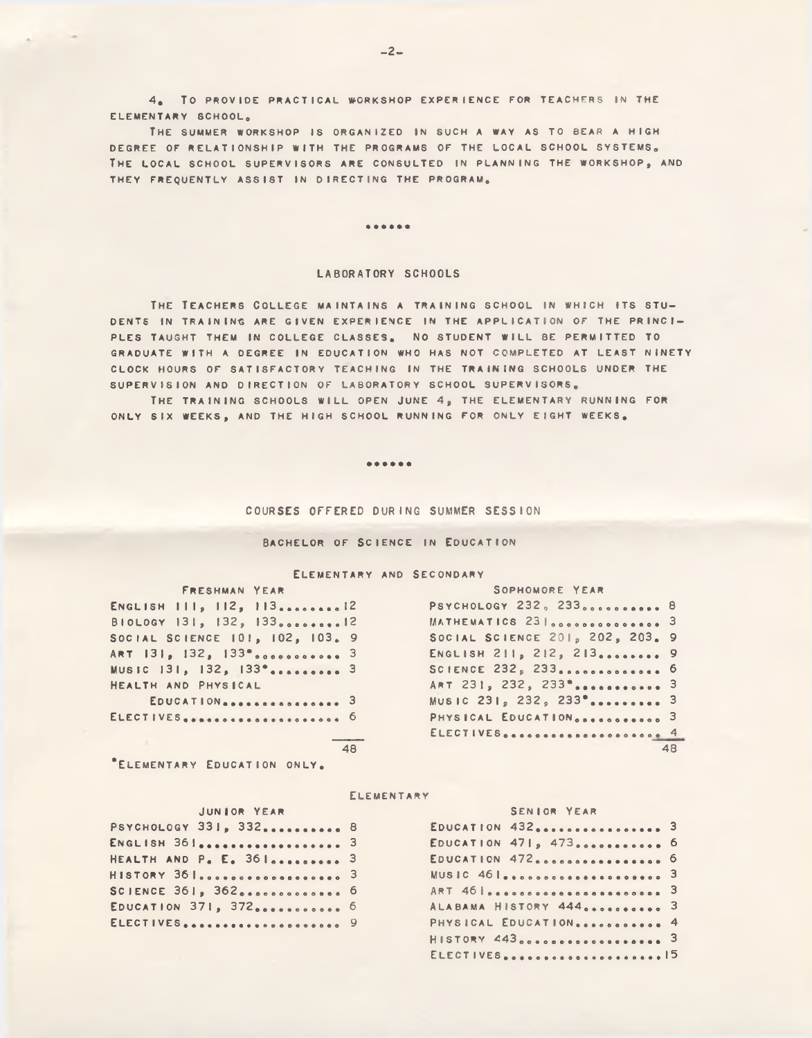4. To provide practical workshop experience for teachers in the elementary school.

The summer workshop is organized in such a way as to bear a high degree of relationship with the programs of the local school systems. The local school supervisors are consulted in planning the workshop, and they frequently assist in directing the program.

......

## LABORATORY SCHOOLS

The Teachers College maintains a training school in which its students in training are given experience in the application of the principles taught them in college classes. No student will be permitted to graduate with a degree in education who has not completed at least ninety clock hours of satisfactory teaching in the training schools under the supervision and direction of laboratory school supervisors.

The training schools will open June 4, the elementary running for only six weeks, and the high school running for only eight weeks.

......

## COURSES OFFERED DURING SUMMER SESSION

### Bachelor of Science in Education

#### Elementary and Secondary

| Freshman Year | | Sophomore Year | |
|---|---|---|---|
| English 111, 112, 113 | 12 | Psychology 232, 233 | 8 |
| Biology 131, 132, 133 | 12 | Mathematics 231 | 3 |
| Social Science 101, 102, 103 | 9 | Social Science 201, 202, 203 | 9 |
| Art 131, 132, 133* | 3 | English 211, 212, 213 | 9 |
| Music 131, 132, 133* | 3 | Science 232, 233 | 6 |
| Health and Physical Education | 3 | Art 231, 232, 233* | 3 |
| Electives | 6 | Music 231, 232, 233* | 3 |
| | | Physical Education | 3 |
| | | Electives | 4 |
| | 48 | | 48 |

*Elementary Education only.

#### Elementary

| Junior Year | | Senior Year | |
|---|---|---|---|
| Psychology 331, 332 | 8 | Education 432 | 3 |
| English 361 | 3 | Education 471, 473 | 6 |
| Health and P. E. 361 | 3 | Education 472 | 6 |
| History 361 | 3 | Music 461 | 3 |
| Science 361, 362 | 6 | Art 461 | 3 |
| Education 371, 372 | 6 | Alabama History 444 | 3 |
| Electives | 9 | Physical Education | 4 |
| | | History 443 | 3 |
| | | Electives | 15 |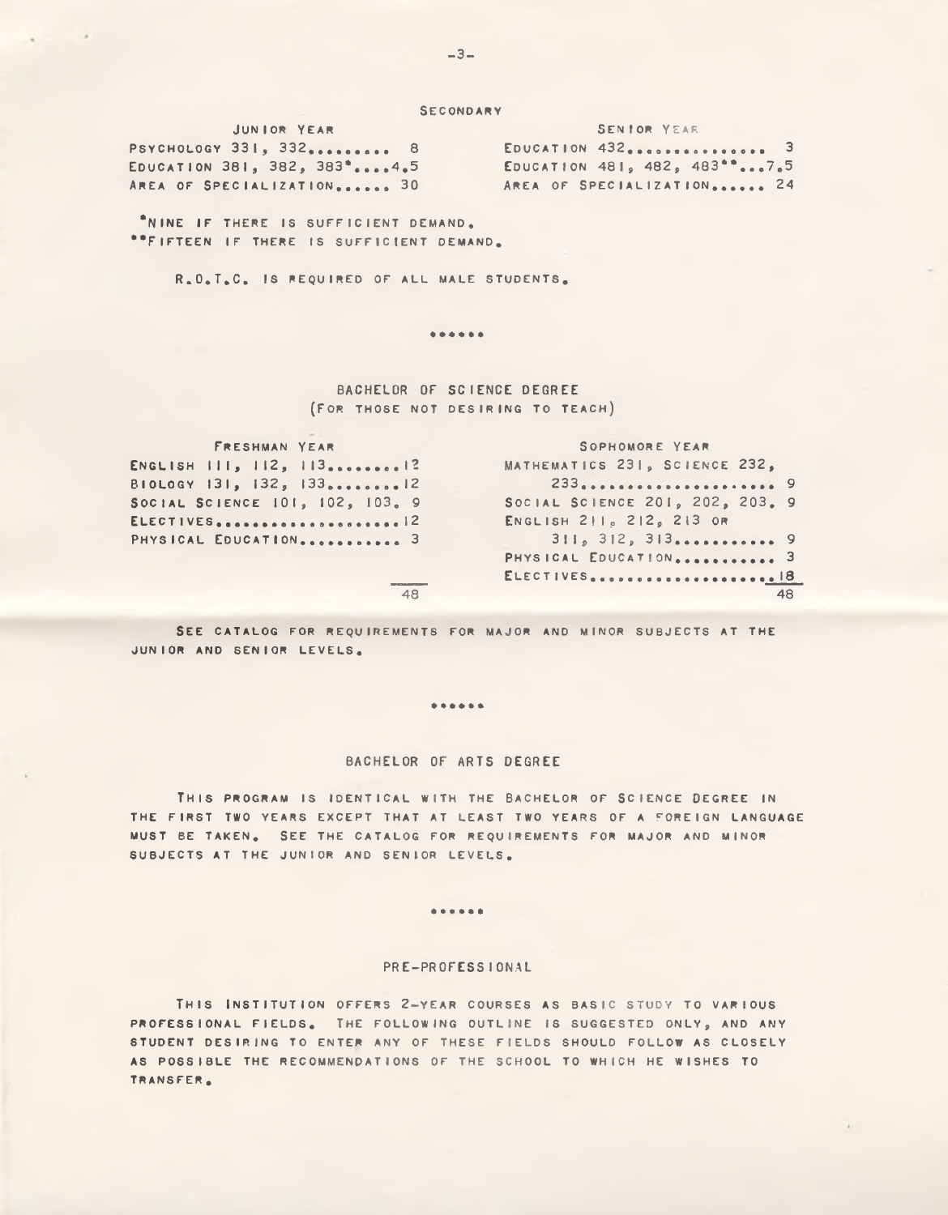## SECONDARY

| JUNIOR YEAR | | SENIOR YEAR | |
|---|---|---|---|
| PSYCHOLOGY 331, 332 | 8 | EDUCATION 432 | 3 |
| EDUCATION 381, 382, 383* | 4.5 | EDUCATION 481, 482, 483** | 7.5 |
| AREA OF SPECIALIZATION | 30 | AREA OF SPECIALIZATION | 24 |

*NINE IF THERE IS SUFFICIENT DEMAND.
**FIFTEEN IF THERE IS SUFFICIENT DEMAND.

R.O.T.C. IS REQUIRED OF ALL MALE STUDENTS.

\*\*\*\*\*\*

## BACHELOR OF SCIENCE DEGREE
### (FOR THOSE NOT DESIRING TO TEACH)

| FRESHMAN YEAR | | SOPHOMORE YEAR | |
|---|---|---|---|
| ENGLISH 111, 112, 113 | 12 | MATHEMATICS 231, SCIENCE 232, 233 | 9 |
| BIOLOGY 131, 132, 133 | 12 | SOCIAL SCIENCE 201, 202, 203 | 9 |
| SOCIAL SCIENCE 101, 102, 103 | 9 | ENGLISH 211, 212, 213 OR 311, 312, 313 | 9 |
| ELECTIVES | 12 | PHYSICAL EDUCATION | 3 |
| PHYSICAL EDUCATION | 3 | ELECTIVES | 18 |
| | 48 | | 48 |

SEE CATALOG FOR REQUIREMENTS FOR MAJOR AND MINOR SUBJECTS AT THE JUNIOR AND SENIOR LEVELS.

\*\*\*\*\*\*

## BACHELOR OF ARTS DEGREE

THIS PROGRAM IS IDENTICAL WITH THE BACHELOR OF SCIENCE DEGREE IN THE FIRST TWO YEARS EXCEPT THAT AT LEAST TWO YEARS OF A FOREIGN LANGUAGE MUST BE TAKEN. SEE THE CATALOG FOR REQUIREMENTS FOR MAJOR AND MINOR SUBJECTS AT THE JUNIOR AND SENIOR LEVELS.

\*\*\*\*\*\*

## PRE-PROFESSIONAL

THIS INSTITUTION OFFERS 2-YEAR COURSES AS BASIC STUDY TO VARIOUS PROFESSIONAL FIELDS. THE FOLLOWING OUTLINE IS SUGGESTED ONLY, AND ANY STUDENT DESIRING TO ENTER ANY OF THESE FIELDS SHOULD FOLLOW AS CLOSELY AS POSSIBLE THE RECOMMENDATIONS OF THE SCHOOL TO WHICH HE WISHES TO TRANSFER.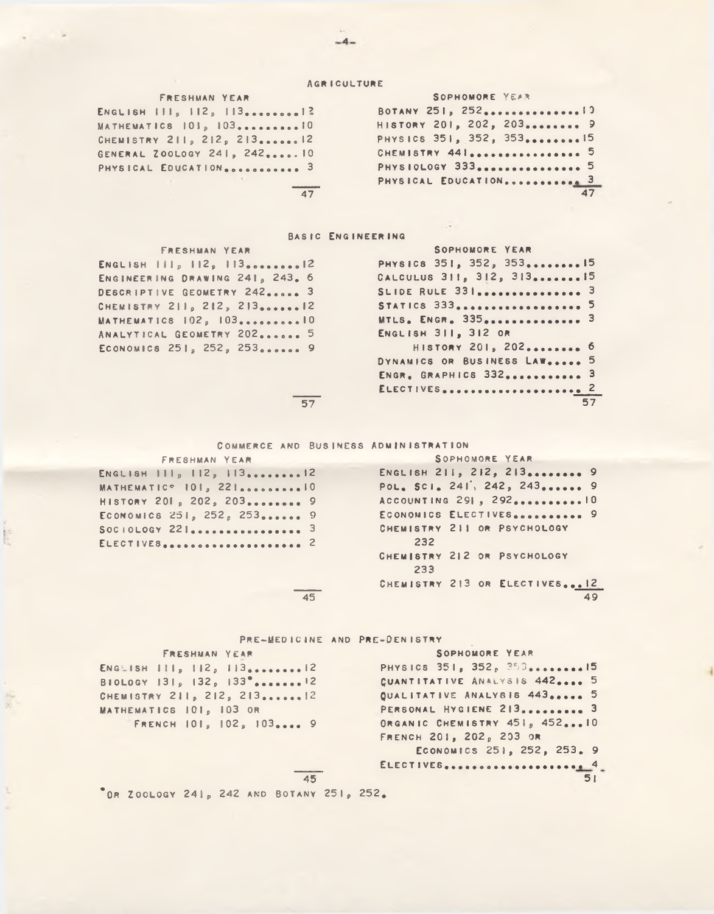## AGRICULTURE

| FRESHMAN YEAR | | SOPHOMORE YEAR | |
|---|---|---|---|
| ENGLISH 111, 112, 113 | 12 | BOTANY 251, 252 | 10 |
| MATHEMATICS 101, 103 | 10 | HISTORY 201, 202, 203 | 9 |
| CHEMISTRY 211, 212, 213 | 12 | PHYSICS 351, 352, 353 | 15 |
| GENERAL ZOOLOGY 241, 242 | 10 | CHEMISTRY 441 | 5 |
| PHYSICAL EDUCATION | 3 | PHYSIOLOGY 333 | 5 |
| | | PHYSICAL EDUCATION | 3 |
| | 47 | | 47 |

## BASIC ENGINEERING

| FRESHMAN YEAR | | SOPHOMORE YEAR | |
|---|---|---|---|
| ENGLISH 111, 112, 113 | 12 | PHYSICS 351, 352, 353 | 15 |
| ENGINEERING DRAWING 241, 243 | 6 | CALCULUS 311, 312, 313 | 15 |
| DESCRIPTIVE GEOMETRY 242 | 3 | SLIDE RULE 331 | 3 |
| CHEMISTRY 211, 212, 213 | 12 | STATICS 333 | 5 |
| MATHEMATICS 102, 103 | 10 | MTLS. ENGR. 335 | 3 |
| ANALYTICAL GEOMETRY 202 | 5 | ENGLISH 311, 312 OR HISTORY 201, 202 | 6 |
| ECONOMICS 251, 252, 253 | 9 | DYNAMICS OR BUSINESS LAW | 5 |
| | | ENGR. GRAPHICS 332 | 3 |
| | | ELECTIVES | 2 |
| | 57 | | 57 |

## COMMERCE AND BUSINESS ADMINISTRATION

| FRESHMAN YEAR | | SOPHOMORE YEAR | |
|---|---|---|---|
| ENGLISH 111, 112, 113 | 12 | ENGLISH 211, 212, 213 | 9 |
| MATHEMATICS 101, 221 | 10 | POL. SCI. 241, 242, 243 | 9 |
| HISTORY 201, 202, 203 | 9 | ACCOUNTING 291, 292 | 10 |
| ECONOMICS 251, 252, 253 | 9 | ECONOMICS ELECTIVES | 9 |
| SOCIOLOGY 221 | 3 | CHEMISTRY 211 OR PSYCHOLOGY 232 | |
| ELECTIVES | 2 | CHEMISTRY 212 OR PSYCHOLOGY 233 | |
| | | CHEMISTRY 213 OR ELECTIVES | 12 |
| | 45 | | 49 |

## PRE-MEDICINE AND PRE-DENISTRY

| FRESHMAN YEAR | | SOPHOMORE YEAR | |
|---|---|---|---|
| ENGLISH 111, 112, 113 | 12 | PHYSICS 351, 352, 353 | 15 |
| BIOLOGY 131, 132, 133* | 12 | QUANTITATIVE ANALYSIS 442 | 5 |
| CHEMISTRY 211, 212, 213 | 12 | QUALITATIVE ANALYSIS 443 | 5 |
| MATHEMATICS 101, 103 OR FRENCH 101, 102, 103 | 9 | PERSONAL HYGIENE 213 | 3 |
| | | ORGANIC CHEMISTRY 451, 452 | 10 |
| | | FRENCH 201, 202, 203 OR ECONOMICS 251, 252, 253 | 9 |
| | | ELECTIVES | 4 |
| | 45 | | 51 |

*OR ZOOLOGY 241, 242 AND BOTANY 251, 252.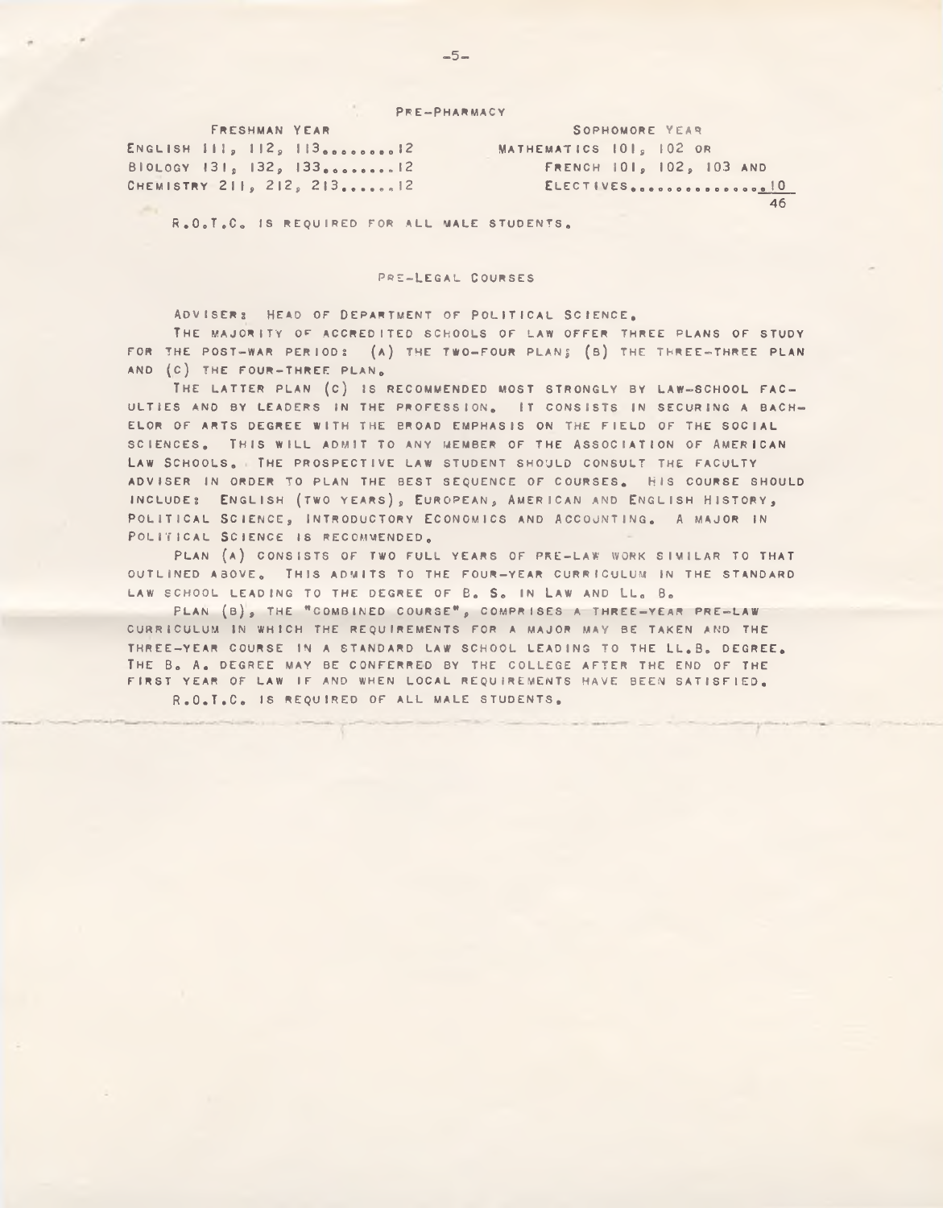## PRE-PHARMACY

| FRESHMAN YEAR | | SOPHOMORE YEAR | |
| --- | --- | --- | --- |
| ENGLISH 111, 112, 113 | 12 | MATHEMATICS 101, 102 OR | |
| BIOLOGY 131, 132, 133 | 12 | FRENCH 101, 102, 103 AND | |
| CHEMISTRY 211, 212, 213 | 12 | ELECTIVES | 10 |
| | | | 46 |

R.O.T.C. IS REQUIRED FOR ALL MALE STUDENTS.

## PRE-LEGAL COURSES

ADVISER: HEAD OF DEPARTMENT OF POLITICAL SCIENCE.

THE MAJORITY OF ACCREDITED SCHOOLS OF LAW OFFER THREE PLANS OF STUDY FOR THE POST-WAR PERIOD: (A) THE TWO-FOUR PLAN; (B) THE THREE-THREE PLAN AND (C) THE FOUR-THREE PLAN.

THE LATTER PLAN (C) IS RECOMMENDED MOST STRONGLY BY LAW-SCHOOL FACULTIES AND BY LEADERS IN THE PROFESSION. IT CONSISTS IN SECURING A BACHELOR OF ARTS DEGREE WITH THE BROAD EMPHASIS ON THE FIELD OF THE SOCIAL SCIENCES. THIS WILL ADMIT TO ANY MEMBER OF THE ASSOCIATION OF AMERICAN LAW SCHOOLS. THE PROSPECTIVE LAW STUDENT SHOULD CONSULT THE FACULTY ADVISER IN ORDER TO PLAN THE BEST SEQUENCE OF COURSES. HIS COURSE SHOULD INCLUDE: ENGLISH (TWO YEARS), EUROPEAN, AMERICAN AND ENGLISH HISTORY, POLITICAL SCIENCE, INTRODUCTORY ECONOMICS AND ACCOUNTING. A MAJOR IN POLITICAL SCIENCE IS RECOMMENDED.

PLAN (A) CONSISTS OF TWO FULL YEARS OF PRE-LAW WORK SIMILAR TO THAT OUTLINED ABOVE. THIS ADMITS TO THE FOUR-YEAR CURRICULUM IN THE STANDARD LAW SCHOOL LEADING TO THE DEGREE OF B. S. IN LAW AND LL. B.

PLAN (B), THE "COMBINED COURSE", COMPRISES A THREE-YEAR PRE-LAW CURRICULUM IN WHICH THE REQUIREMENTS FOR A MAJOR MAY BE TAKEN AND THE THREE-YEAR COURSE IN A STANDARD LAW SCHOOL LEADING TO THE LL.B. DEGREE. THE B. A. DEGREE MAY BE CONFERRED BY THE COLLEGE AFTER THE END OF THE FIRST YEAR OF LAW IF AND WHEN LOCAL REQUIREMENTS HAVE BEEN SATISFIED.

R.O.T.C. IS REQUIRED OF ALL MALE STUDENTS.